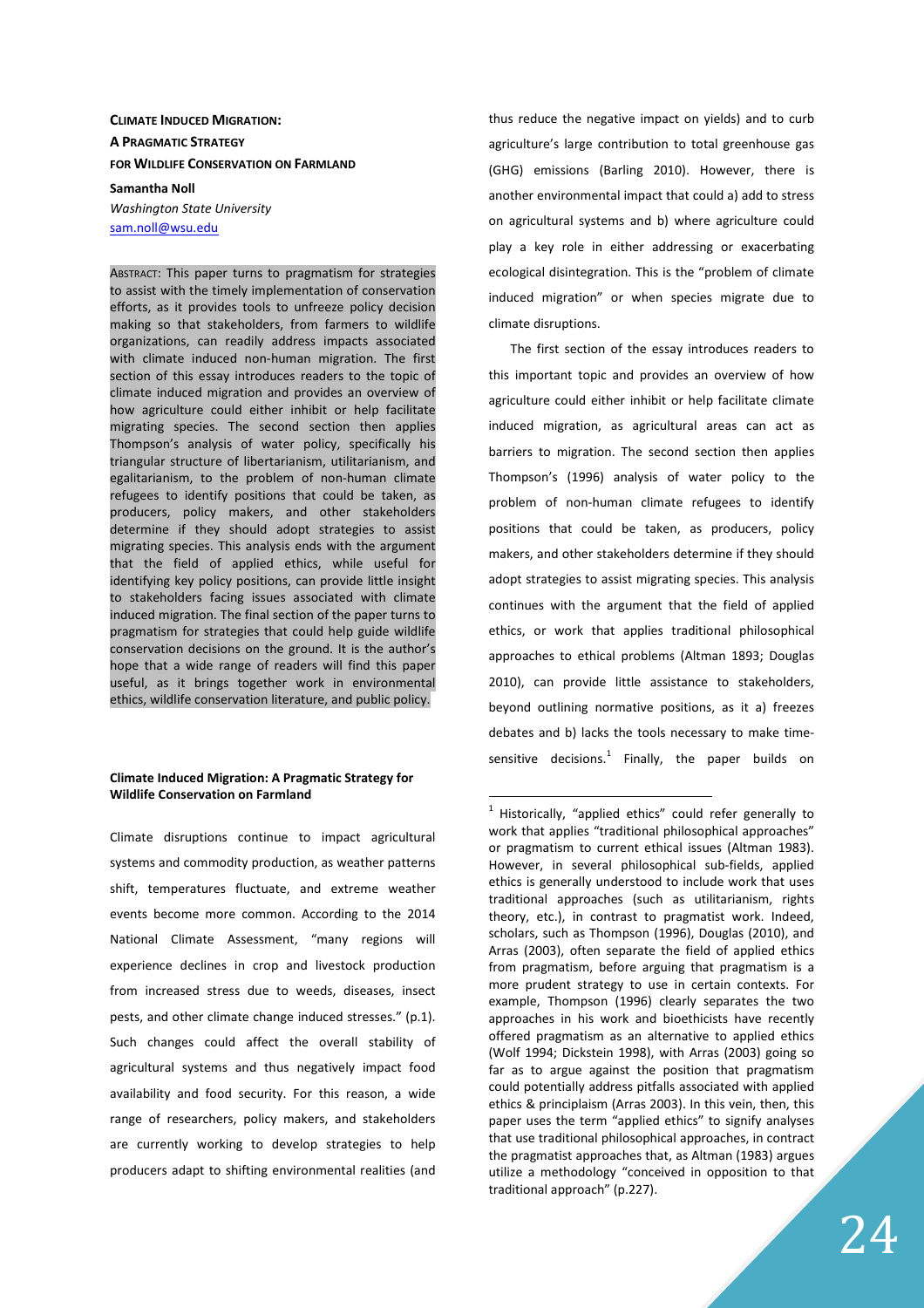**CLIMATE INDUCED MIGRATION:**
**A PRAGMATIC STRATEGY**
**FOR WILDLIFE CONSERVATION ON FARMLAND**

**Samantha Noll**
*Washington State University*
sam.noll@wsu.edu

ABSTRACT: This paper turns to pragmatism for strategies to assist with the timely implementation of conservation efforts, as it provides tools to unfreeze policy decision making so that stakeholders, from farmers to wildlife organizations, can readily address impacts associated with climate induced non-human migration. The first section of this essay introduces readers to the topic of climate induced migration and provides an overview of how agriculture could either inhibit or help facilitate migrating species. The second section then applies Thompson's analysis of water policy, specifically his triangular structure of libertarianism, utilitarianism, and egalitarianism, to the problem of non-human climate refugees to identify positions that could be taken, as producers, policy makers, and other stakeholders determine if they should adopt strategies to assist migrating species. This analysis ends with the argument that the field of applied ethics, while useful for identifying key policy positions, can provide little insight to stakeholders facing issues associated with climate induced migration. The final section of the paper turns to pragmatism for strategies that could help guide wildlife conservation decisions on the ground. It is the author's hope that a wide range of readers will find this paper useful, as it brings together work in environmental ethics, wildlife conservation literature, and public policy.

## Climate Induced Migration: A Pragmatic Strategy for Wildlife Conservation on Farmland

Climate disruptions continue to impact agricultural systems and commodity production, as weather patterns shift, temperatures fluctuate, and extreme weather events become more common. According to the 2014 National Climate Assessment, "many regions will experience declines in crop and livestock production from increased stress due to weeds, diseases, insect pests, and other climate change induced stresses." (p.1). Such changes could affect the overall stability of agricultural systems and thus negatively impact food availability and food security. For this reason, a wide range of researchers, policy makers, and stakeholders are currently working to develop strategies to help producers adapt to shifting environmental realities (and thus reduce the negative impact on yields) and to curb agriculture's large contribution to total greenhouse gas (GHG) emissions (Barling 2010). However, there is another environmental impact that could a) add to stress on agricultural systems and b) where agriculture could play a key role in either addressing or exacerbating ecological disintegration. This is the "problem of climate induced migration" or when species migrate due to climate disruptions.

The first section of the essay introduces readers to this important topic and provides an overview of how agriculture could either inhibit or help facilitate climate induced migration, as agricultural areas can act as barriers to migration. The second section then applies Thompson's (1996) analysis of water policy to the problem of non-human climate refugees to identify positions that could be taken, as producers, policy makers, and other stakeholders determine if they should adopt strategies to assist migrating species. This analysis continues with the argument that the field of applied ethics, or work that applies traditional philosophical approaches to ethical problems (Altman 1893; Douglas 2010), can provide little assistance to stakeholders, beyond outlining normative positions, as it a) freezes debates and b) lacks the tools necessary to make time-sensitive decisions.[1] Finally, the paper builds on

[1] Historically, "applied ethics" could refer generally to work that applies "traditional philosophical approaches" or pragmatism to current ethical issues (Altman 1983). However, in several philosophical sub-fields, applied ethics is generally understood to include work that uses traditional approaches (such as utilitarianism, rights theory, etc.), in contrast to pragmatist work. Indeed, scholars, such as Thompson (1996), Douglas (2010), and Arras (2003), often separate the field of applied ethics from pragmatism, before arguing that pragmatism is a more prudent strategy to use in certain contexts. For example, Thompson (1996) clearly separates the two approaches in his work and bioethicists have recently offered pragmatism as an alternative to applied ethics (Wolf 1994; Dickstein 1998), with Arras (2003) going so far as to argue against the position that pragmatism could potentially address pitfalls associated with applied ethics & principlaism (Arras 2003). In this vein, then, this paper uses the term "applied ethics" to signify analyses that use traditional philosophical approaches, in contract the pragmatist approaches that, as Altman (1983) argues utilize a methodology "conceived in opposition to that traditional approach" (p.227).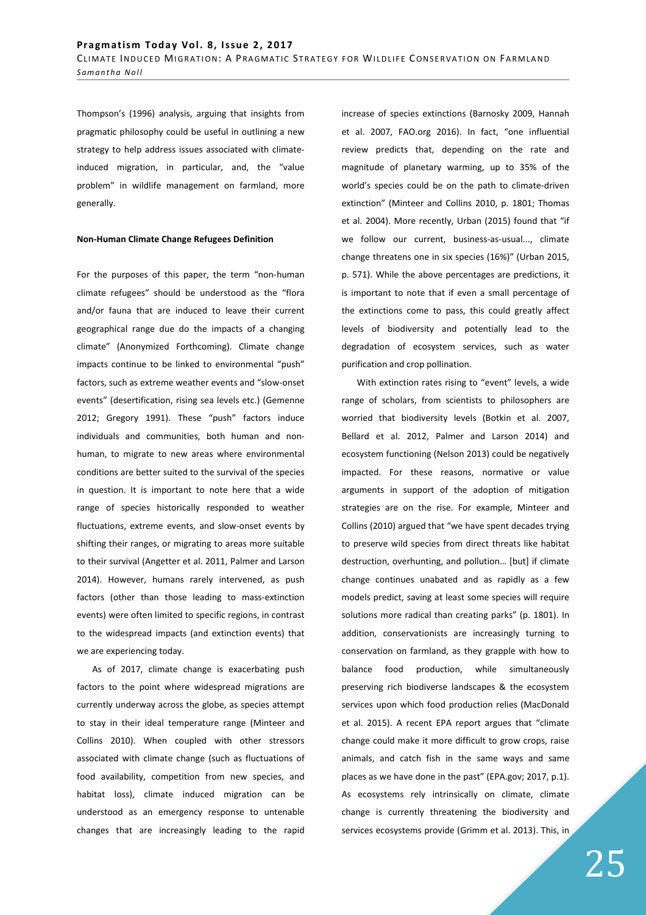Thompson's (1996) analysis, arguing that insights from pragmatic philosophy could be useful in outlining a new strategy to help address issues associated with climate-induced migration, in particular, and, the "value problem" in wildlife management on farmland, more generally.

**Non-Human Climate Change Refugees Definition**

For the purposes of this paper, the term "non-human climate refugees" should be understood as the "flora and/or fauna that are induced to leave their current geographical range due do the impacts of a changing climate" (Anonymized Forthcoming). Climate change impacts continue to be linked to environmental "push" factors, such as extreme weather events and "slow-onset events" (desertification, rising sea levels etc.) (Gemenne 2012; Gregory 1991). These "push" factors induce individuals and communities, both human and non-human, to migrate to new areas where environmental conditions are better suited to the survival of the species in question. It is important to note here that a wide range of species historically responded to weather fluctuations, extreme events, and slow-onset events by shifting their ranges, or migrating to areas more suitable to their survival (Angetter et al. 2011, Palmer and Larson 2014). However, humans rarely intervened, as push factors (other than those leading to mass-extinction events) were often limited to specific regions, in contrast to the widespread impacts (and extinction events) that we are experiencing today.

As of 2017, climate change is exacerbating push factors to the point where widespread migrations are currently underway across the globe, as species attempt to stay in their ideal temperature range (Minteer and Collins 2010). When coupled with other stressors associated with climate change (such as fluctuations of food availability, competition from new species, and habitat loss), climate induced migration can be understood as an emergency response to untenable changes that are increasingly leading to the rapid increase of species extinctions (Barnosky 2009, Hannah et al. 2007, FAO.org 2016). In fact, "one influential review predicts that, depending on the rate and magnitude of planetary warming, up to 35% of the world's species could be on the path to climate-driven extinction" (Minteer and Collins 2010, p. 1801; Thomas et al. 2004). More recently, Urban (2015) found that "if we follow our current, business-as-usual..., climate change threatens one in six species (16%)" (Urban 2015, p. 571). While the above percentages are predictions, it is important to note that if even a small percentage of the extinctions come to pass, this could greatly affect levels of biodiversity and potentially lead to the degradation of ecosystem services, such as water purification and crop pollination.

With extinction rates rising to "event" levels, a wide range of scholars, from scientists to philosophers are worried that biodiversity levels (Botkin et al. 2007, Bellard et al. 2012, Palmer and Larson 2014) and ecosystem functioning (Nelson 2013) could be negatively impacted. For these reasons, normative or value arguments in support of the adoption of mitigation strategies are on the rise. For example, Minteer and Collins (2010) argued that "we have spent decades trying to preserve wild species from direct threats like habitat destruction, overhunting, and pollution… [but] if climate change continues unabated and as rapidly as a few models predict, saving at least some species will require solutions more radical than creating parks" (p. 1801). In addition, conservationists are increasingly turning to conservation on farmland, as they grapple with how to balance food production, while simultaneously preserving rich biodiverse landscapes & the ecosystem services upon which food production relies (MacDonald et al. 2015). A recent EPA report argues that "climate change could make it more difficult to grow crops, raise animals, and catch fish in the same ways and same places as we have done in the past" (EPA.gov; 2017, p.1). As ecosystems rely intrinsically on climate, climate change is currently threatening the biodiversity and services ecosystems provide (Grimm et al. 2013). This, in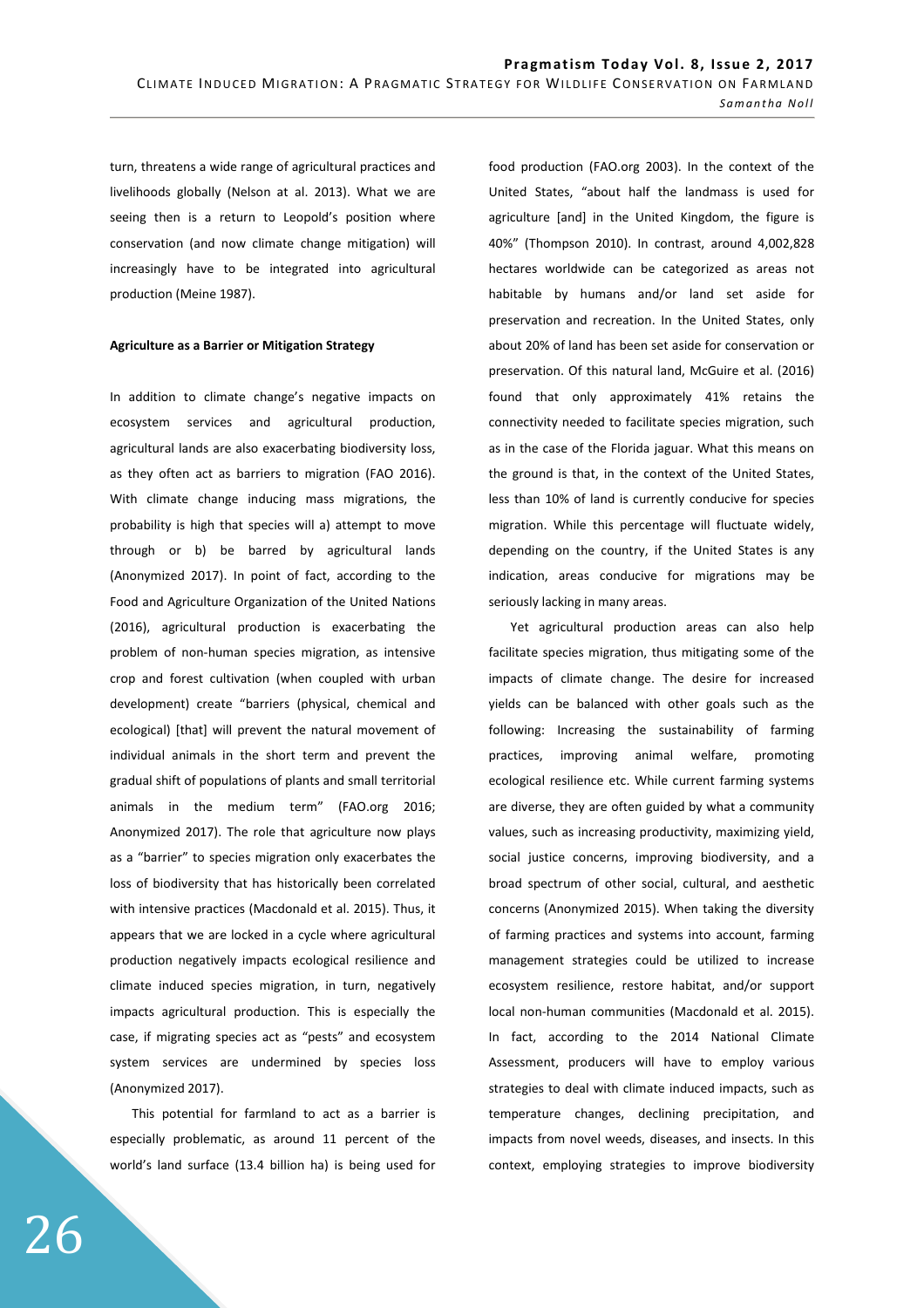turn, threatens a wide range of agricultural practices and livelihoods globally (Nelson at al. 2013). What we are seeing then is a return to Leopold's position where conservation (and now climate change mitigation) will increasingly have to be integrated into agricultural production (Meine 1987).

**Agriculture as a Barrier or Mitigation Strategy**

In addition to climate change's negative impacts on ecosystem services and agricultural production, agricultural lands are also exacerbating biodiversity loss, as they often act as barriers to migration (FAO 2016). With climate change inducing mass migrations, the probability is high that species will a) attempt to move through or b) be barred by agricultural lands (Anonymized 2017). In point of fact, according to the Food and Agriculture Organization of the United Nations (2016), agricultural production is exacerbating the problem of non-human species migration, as intensive crop and forest cultivation (when coupled with urban development) create "barriers (physical, chemical and ecological) [that] will prevent the natural movement of individual animals in the short term and prevent the gradual shift of populations of plants and small territorial animals in the medium term" (FAO.org 2016; Anonymized 2017). The role that agriculture now plays as a "barrier" to species migration only exacerbates the loss of biodiversity that has historically been correlated with intensive practices (Macdonald et al. 2015). Thus, it appears that we are locked in a cycle where agricultural production negatively impacts ecological resilience and climate induced species migration, in turn, negatively impacts agricultural production. This is especially the case, if migrating species act as "pests" and ecosystem system services are undermined by species loss (Anonymized 2017).

This potential for farmland to act as a barrier is especially problematic, as around 11 percent of the world's land surface (13.4 billion ha) is being used for food production (FAO.org 2003). In the context of the United States, "about half the landmass is used for agriculture [and] in the United Kingdom, the figure is 40%" (Thompson 2010). In contrast, around 4,002,828 hectares worldwide can be categorized as areas not habitable by humans and/or land set aside for preservation and recreation. In the United States, only about 20% of land has been set aside for conservation or preservation. Of this natural land, McGuire et al. (2016) found that only approximately 41% retains the connectivity needed to facilitate species migration, such as in the case of the Florida jaguar. What this means on the ground is that, in the context of the United States, less than 10% of land is currently conducive for species migration. While this percentage will fluctuate widely, depending on the country, if the United States is any indication, areas conducive for migrations may be seriously lacking in many areas.

Yet agricultural production areas can also help facilitate species migration, thus mitigating some of the impacts of climate change. The desire for increased yields can be balanced with other goals such as the following: Increasing the sustainability of farming practices, improving animal welfare, promoting ecological resilience etc. While current farming systems are diverse, they are often guided by what a community values, such as increasing productivity, maximizing yield, social justice concerns, improving biodiversity, and a broad spectrum of other social, cultural, and aesthetic concerns (Anonymized 2015). When taking the diversity of farming practices and systems into account, farming management strategies could be utilized to increase ecosystem resilience, restore habitat, and/or support local non-human communities (Macdonald et al. 2015). In fact, according to the 2014 National Climate Assessment, producers will have to employ various strategies to deal with climate induced impacts, such as temperature changes, declining precipitation, and impacts from novel weeds, diseases, and insects. In this context, employing strategies to improve biodiversity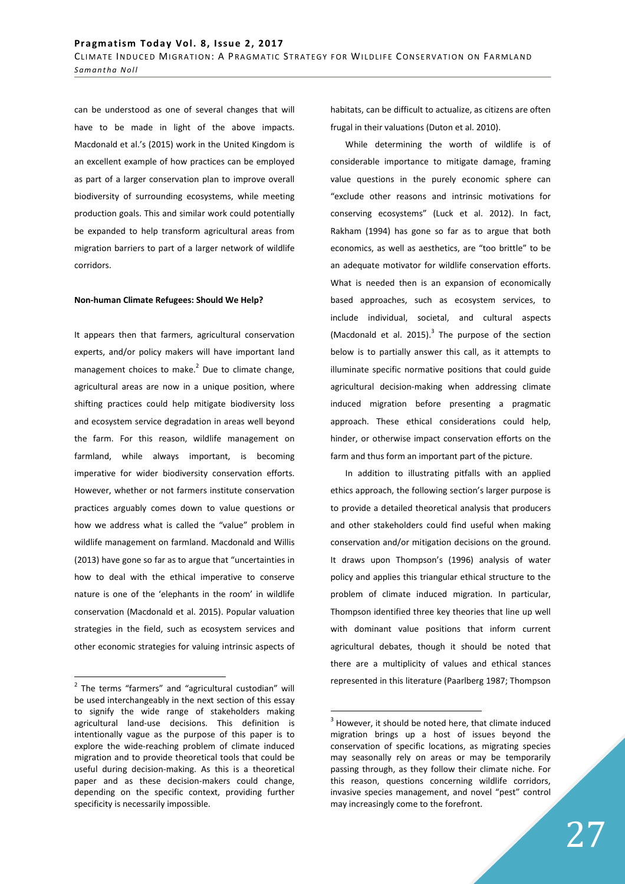can be understood as one of several changes that will have to be made in light of the above impacts. Macdonald et al.'s (2015) work in the United Kingdom is an excellent example of how practices can be employed as part of a larger conservation plan to improve overall biodiversity of surrounding ecosystems, while meeting production goals. This and similar work could potentially be expanded to help transform agricultural areas from migration barriers to part of a larger network of wildlife corridors.

**Non-human Climate Refugees: Should We Help?**

It appears then that farmers, agricultural conservation experts, and/or policy makers will have important land management choices to make.[2] Due to climate change, agricultural areas are now in a unique position, where shifting practices could help mitigate biodiversity loss and ecosystem service degradation in areas well beyond the farm. For this reason, wildlife management on farmland, while always important, is becoming imperative for wider biodiversity conservation efforts. However, whether or not farmers institute conservation practices arguably comes down to value questions or how we address what is called the "value" problem in wildlife management on farmland. Macdonald and Willis (2013) have gone so far as to argue that "uncertainties in how to deal with the ethical imperative to conserve nature is one of the 'elephants in the room' in wildlife conservation (Macdonald et al. 2015). Popular valuation strategies in the field, such as ecosystem services and other economic strategies for valuing intrinsic aspects of habitats, can be difficult to actualize, as citizens are often frugal in their valuations (Duton et al. 2010).

While determining the worth of wildlife is of considerable importance to mitigate damage, framing value questions in the purely economic sphere can "exclude other reasons and intrinsic motivations for conserving ecosystems" (Luck et al. 2012). In fact, Rakham (1994) has gone so far as to argue that both economics, as well as aesthetics, are "too brittle" to be an adequate motivator for wildlife conservation efforts. What is needed then is an expansion of economically based approaches, such as ecosystem services, to include individual, societal, and cultural aspects (Macdonald et al. 2015).[3] The purpose of the section below is to partially answer this call, as it attempts to illuminate specific normative positions that could guide agricultural decision-making when addressing climate induced migration before presenting a pragmatic approach. These ethical considerations could help, hinder, or otherwise impact conservation efforts on the farm and thus form an important part of the picture.

In addition to illustrating pitfalls with an applied ethics approach, the following section's larger purpose is to provide a detailed theoretical analysis that producers and other stakeholders could find useful when making conservation and/or mitigation decisions on the ground. It draws upon Thompson's (1996) analysis of water policy and applies this triangular ethical structure to the problem of climate induced migration. In particular, Thompson identified three key theories that line up well with dominant value positions that inform current agricultural debates, though it should be noted that there are a multiplicity of values and ethical stances represented in this literature (Paarlberg 1987; Thompson

---

[2] The terms "farmers" and "agricultural custodian" will be used interchangeably in the next section of this essay to signify the wide range of stakeholders making agricultural land-use decisions. This definition is intentionally vague as the purpose of this paper is to explore the wide-reaching problem of climate induced migration and to provide theoretical tools that could be useful during decision-making. As this is a theoretical paper and as these decision-makers could change, depending on the specific context, providing further specificity is necessarily impossible.

[3] However, it should be noted here, that climate induced migration brings up a host of issues beyond the conservation of specific locations, as migrating species may seasonally rely on areas or may be temporarily passing through, as they follow their climate niche. For this reason, questions concerning wildlife corridors, invasive species management, and novel "pest" control may increasingly come to the forefront.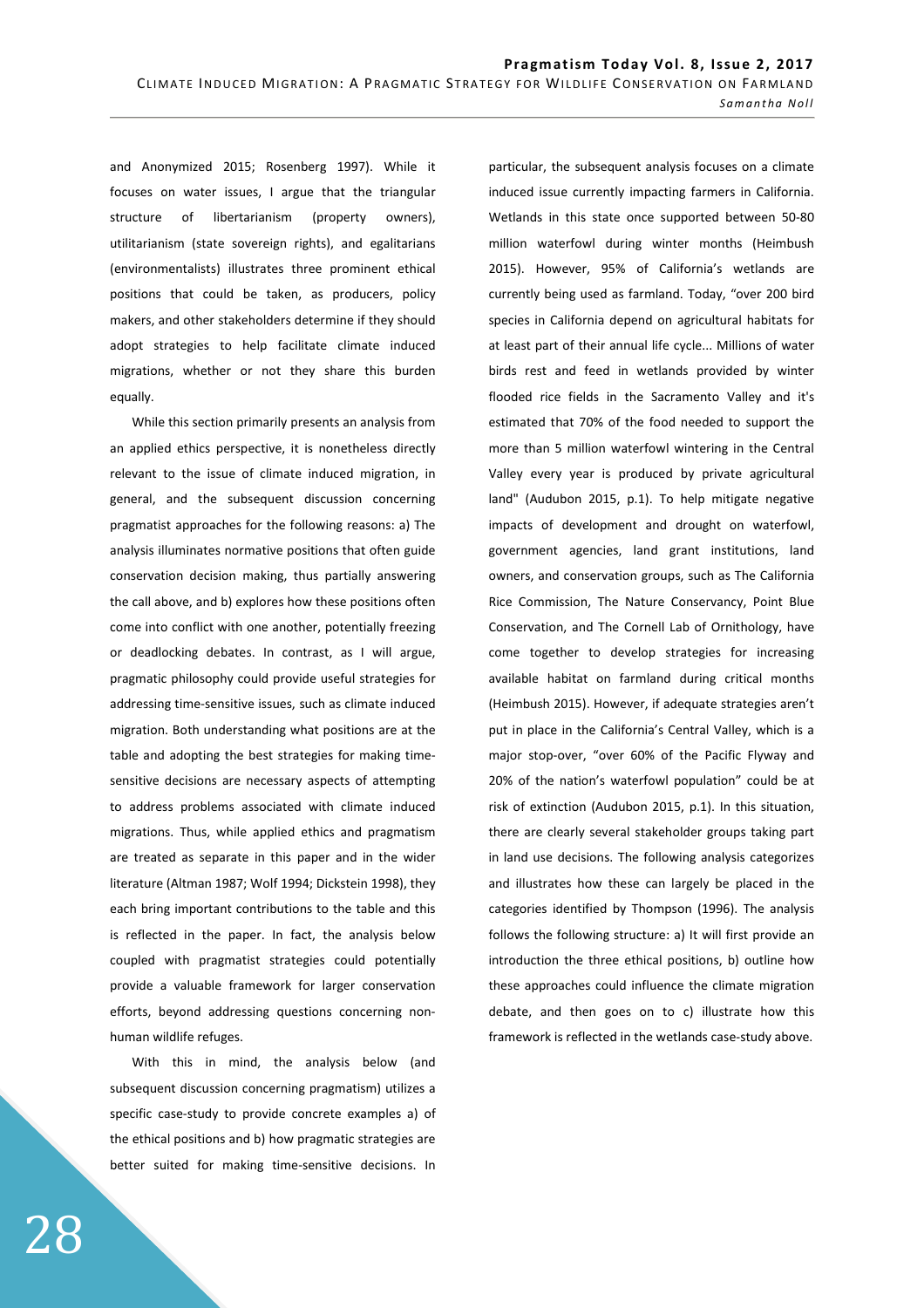and Anonymized 2015; Rosenberg 1997). While it focuses on water issues, I argue that the triangular structure of libertarianism (property owners), utilitarianism (state sovereign rights), and egalitarians (environmentalists) illustrates three prominent ethical positions that could be taken, as producers, policy makers, and other stakeholders determine if they should adopt strategies to help facilitate climate induced migrations, whether or not they share this burden equally.

While this section primarily presents an analysis from an applied ethics perspective, it is nonetheless directly relevant to the issue of climate induced migration, in general, and the subsequent discussion concerning pragmatist approaches for the following reasons: a) The analysis illuminates normative positions that often guide conservation decision making, thus partially answering the call above, and b) explores how these positions often come into conflict with one another, potentially freezing or deadlocking debates. In contrast, as I will argue, pragmatic philosophy could provide useful strategies for addressing time-sensitive issues, such as climate induced migration. Both understanding what positions are at the table and adopting the best strategies for making time-sensitive decisions are necessary aspects of attempting to address problems associated with climate induced migrations. Thus, while applied ethics and pragmatism are treated as separate in this paper and in the wider literature (Altman 1987; Wolf 1994; Dickstein 1998), they each bring important contributions to the table and this is reflected in the paper. In fact, the analysis below coupled with pragmatist strategies could potentially provide a valuable framework for larger conservation efforts, beyond addressing questions concerning non-human wildlife refuges.

With this in mind, the analysis below (and subsequent discussion concerning pragmatism) utilizes a specific case-study to provide concrete examples a) of the ethical positions and b) how pragmatic strategies are better suited for making time-sensitive decisions. In particular, the subsequent analysis focuses on a climate induced issue currently impacting farmers in California. Wetlands in this state once supported between 50-80 million waterfowl during winter months (Heimbush 2015). However, 95% of California's wetlands are currently being used as farmland. Today, "over 200 bird species in California depend on agricultural habitats for at least part of their annual life cycle... Millions of water birds rest and feed in wetlands provided by winter flooded rice fields in the Sacramento Valley and it's estimated that 70% of the food needed to support the more than 5 million waterfowl wintering in the Central Valley every year is produced by private agricultural land" (Audubon 2015, p.1). To help mitigate negative impacts of development and drought on waterfowl, government agencies, land grant institutions, land owners, and conservation groups, such as The California Rice Commission, The Nature Conservancy, Point Blue Conservation, and The Cornell Lab of Ornithology, have come together to develop strategies for increasing available habitat on farmland during critical months (Heimbush 2015). However, if adequate strategies aren't put in place in the California's Central Valley, which is a major stop-over, "over 60% of the Pacific Flyway and 20% of the nation's waterfowl population" could be at risk of extinction (Audubon 2015, p.1). In this situation, there are clearly several stakeholder groups taking part in land use decisions. The following analysis categorizes and illustrates how these can largely be placed in the categories identified by Thompson (1996). The analysis follows the following structure: a) It will first provide an introduction the three ethical positions, b) outline how these approaches could influence the climate migration debate, and then goes on to c) illustrate how this framework is reflected in the wetlands case-study above.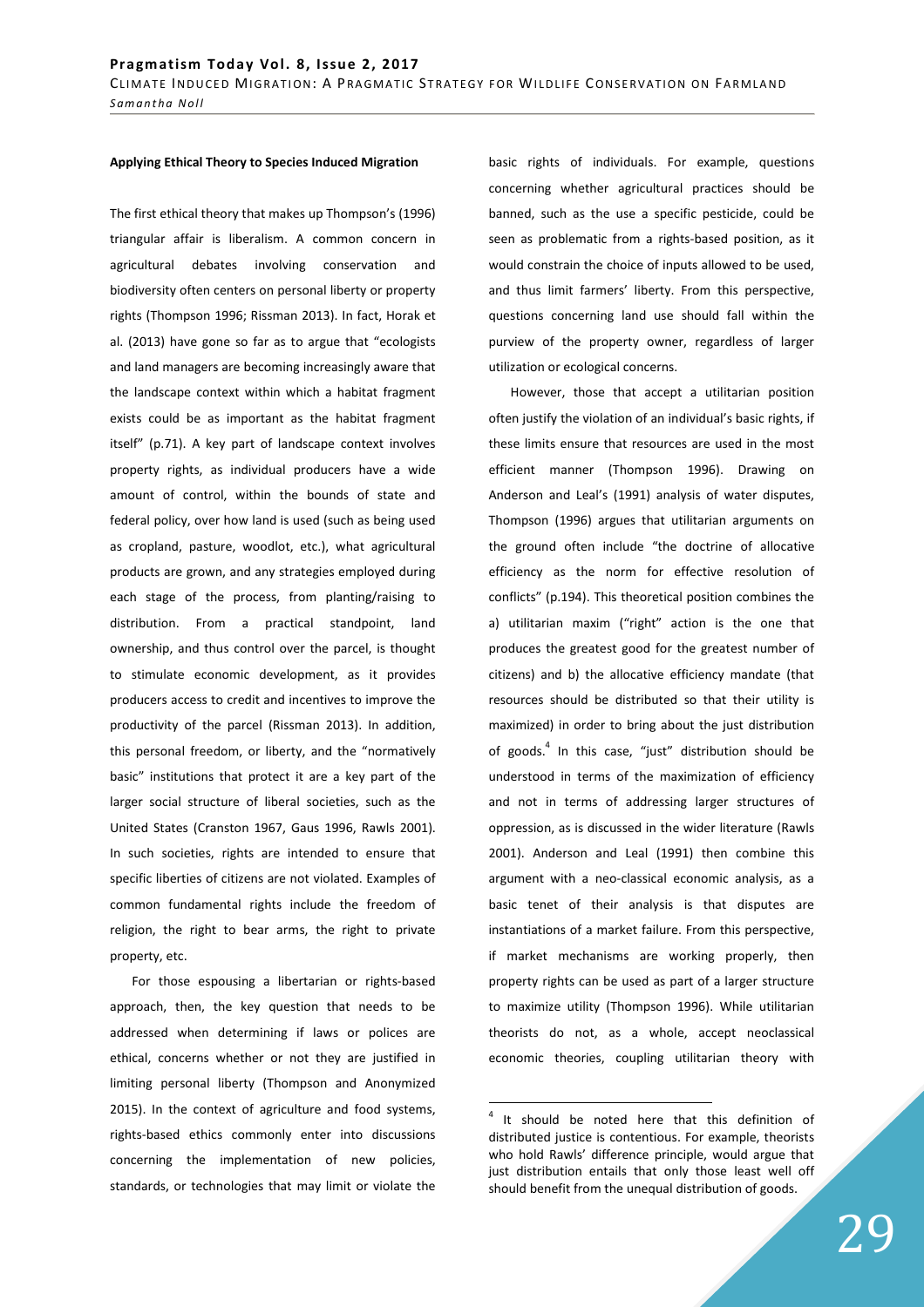**Applying Ethical Theory to Species Induced Migration**

The first ethical theory that makes up Thompson's (1996) triangular affair is liberalism. A common concern in agricultural debates involving conservation and biodiversity often centers on personal liberty or property rights (Thompson 1996; Rissman 2013). In fact, Horak et al. (2013) have gone so far as to argue that "ecologists and land managers are becoming increasingly aware that the landscape context within which a habitat fragment exists could be as important as the habitat fragment itself" (p.71). A key part of landscape context involves property rights, as individual producers have a wide amount of control, within the bounds of state and federal policy, over how land is used (such as being used as cropland, pasture, woodlot, etc.), what agricultural products are grown, and any strategies employed during each stage of the process, from planting/raising to distribution. From a practical standpoint, land ownership, and thus control over the parcel, is thought to stimulate economic development, as it provides producers access to credit and incentives to improve the productivity of the parcel (Rissman 2013). In addition, this personal freedom, or liberty, and the "normatively basic" institutions that protect it are a key part of the larger social structure of liberal societies, such as the United States (Cranston 1967, Gaus 1996, Rawls 2001). In such societies, rights are intended to ensure that specific liberties of citizens are not violated. Examples of common fundamental rights include the freedom of religion, the right to bear arms, the right to private property, etc.

For those espousing a libertarian or rights-based approach, then, the key question that needs to be addressed when determining if laws or polices are ethical, concerns whether or not they are justified in limiting personal liberty (Thompson and Anonymized 2015). In the context of agriculture and food systems, rights-based ethics commonly enter into discussions concerning the implementation of new policies, standards, or technologies that may limit or violate the basic rights of individuals. For example, questions concerning whether agricultural practices should be banned, such as the use a specific pesticide, could be seen as problematic from a rights-based position, as it would constrain the choice of inputs allowed to be used, and thus limit farmers' liberty. From this perspective, questions concerning land use should fall within the purview of the property owner, regardless of larger utilization or ecological concerns.

However, those that accept a utilitarian position often justify the violation of an individual's basic rights, if these limits ensure that resources are used in the most efficient manner (Thompson 1996). Drawing on Anderson and Leal's (1991) analysis of water disputes, Thompson (1996) argues that utilitarian arguments on the ground often include "the doctrine of allocative efficiency as the norm for effective resolution of conflicts" (p.194). This theoretical position combines the a) utilitarian maxim ("right" action is the one that produces the greatest good for the greatest number of citizens) and b) the allocative efficiency mandate (that resources should be distributed so that their utility is maximized) in order to bring about the just distribution of goods.[4] In this case, "just" distribution should be understood in terms of the maximization of efficiency and not in terms of addressing larger structures of oppression, as is discussed in the wider literature (Rawls 2001). Anderson and Leal (1991) then combine this argument with a neo-classical economic analysis, as a basic tenet of their analysis is that disputes are instantiations of a market failure. From this perspective, if market mechanisms are working properly, then property rights can be used as part of a larger structure to maximize utility (Thompson 1996). While utilitarian theorists do not, as a whole, accept neoclassical economic theories, coupling utilitarian theory with

[4] It should be noted here that this definition of distributed justice is contentious. For example, theorists who hold Rawls' difference principle, would argue that just distribution entails that only those least well off should benefit from the unequal distribution of goods.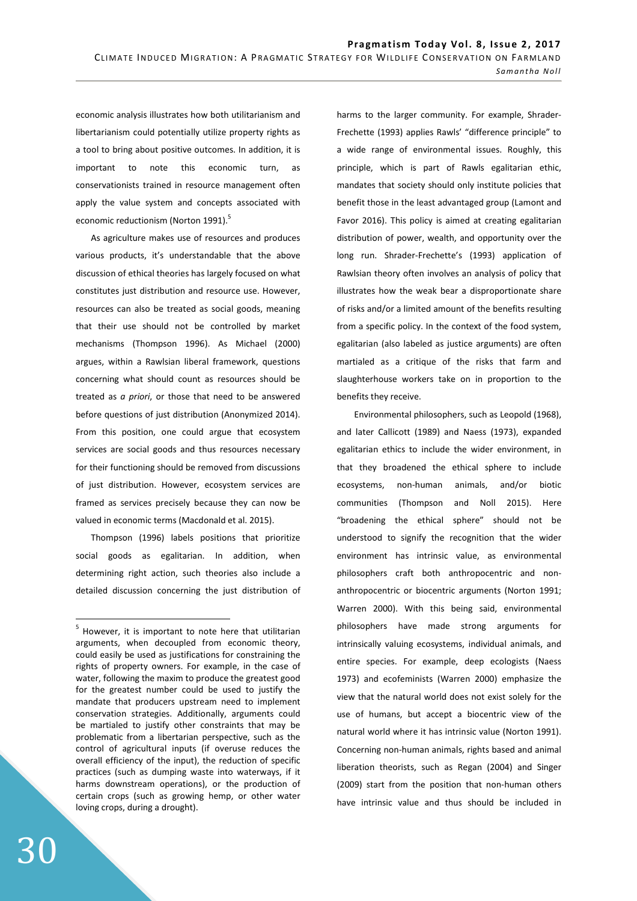economic analysis illustrates how both utilitarianism and libertarianism could potentially utilize property rights as a tool to bring about positive outcomes. In addition, it is important to note this economic turn, as conservationists trained in resource management often apply the value system and concepts associated with economic reductionism (Norton 1991).[5]

As agriculture makes use of resources and produces various products, it's understandable that the above discussion of ethical theories has largely focused on what constitutes just distribution and resource use. However, resources can also be treated as social goods, meaning that their use should not be controlled by market mechanisms (Thompson 1996). As Michael (2000) argues, within a Rawlsian liberal framework, questions concerning what should count as resources should be treated as *a priori*, or those that need to be answered before questions of just distribution (Anonymized 2014). From this position, one could argue that ecosystem services are social goods and thus resources necessary for their functioning should be removed from discussions of just distribution. However, ecosystem services are framed as services precisely because they can now be valued in economic terms (Macdonald et al. 2015).

Thompson (1996) labels positions that prioritize social goods as egalitarian. In addition, when determining right action, such theories also include a detailed discussion concerning the just distribution of harms to the larger community. For example, Shrader-Frechette (1993) applies Rawls' "difference principle" to a wide range of environmental issues. Roughly, this principle, which is part of Rawls egalitarian ethic, mandates that society should only institute policies that benefit those in the least advantaged group (Lamont and Favor 2016). This policy is aimed at creating egalitarian distribution of power, wealth, and opportunity over the long run. Shrader-Frechette's (1993) application of Rawlsian theory often involves an analysis of policy that illustrates how the weak bear a disproportionate share of risks and/or a limited amount of the benefits resulting from a specific policy. In the context of the food system, egalitarian (also labeled as justice arguments) are often martialed as a critique of the risks that farm and slaughterhouse workers take on in proportion to the benefits they receive.

Environmental philosophers, such as Leopold (1968), and later Callicott (1989) and Naess (1973), expanded egalitarian ethics to include the wider environment, in that they broadened the ethical sphere to include ecosystems, non-human animals, and/or biotic communities (Thompson and Noll 2015). Here "broadening the ethical sphere" should not be understood to signify the recognition that the wider environment has intrinsic value, as environmental philosophers craft both anthropocentric and non-anthropocentric or biocentric arguments (Norton 1991; Warren 2000). With this being said, environmental philosophers have made strong arguments for intrinsically valuing ecosystems, individual animals, and entire species. For example, deep ecologists (Naess 1973) and ecofeminists (Warren 2000) emphasize the view that the natural world does not exist solely for the use of humans, but accept a biocentric view of the natural world where it has intrinsic value (Norton 1991). Concerning non-human animals, rights based and animal liberation theorists, such as Regan (2004) and Singer (2009) start from the position that non-human others have intrinsic value and thus should be included in

---

[5] However, it is important to note here that utilitarian arguments, when decoupled from economic theory, could easily be used as justifications for constraining the rights of property owners. For example, in the case of water, following the maxim to produce the greatest good for the greatest number could be used to justify the mandate that producers upstream need to implement conservation strategies. Additionally, arguments could be martialed to justify other constraints that may be problematic from a libertarian perspective, such as the control of agricultural inputs (if overuse reduces the overall efficiency of the input), the reduction of specific practices (such as dumping waste into waterways, if it harms downstream operations), or the production of certain crops (such as growing hemp, or other water loving crops, during a drought).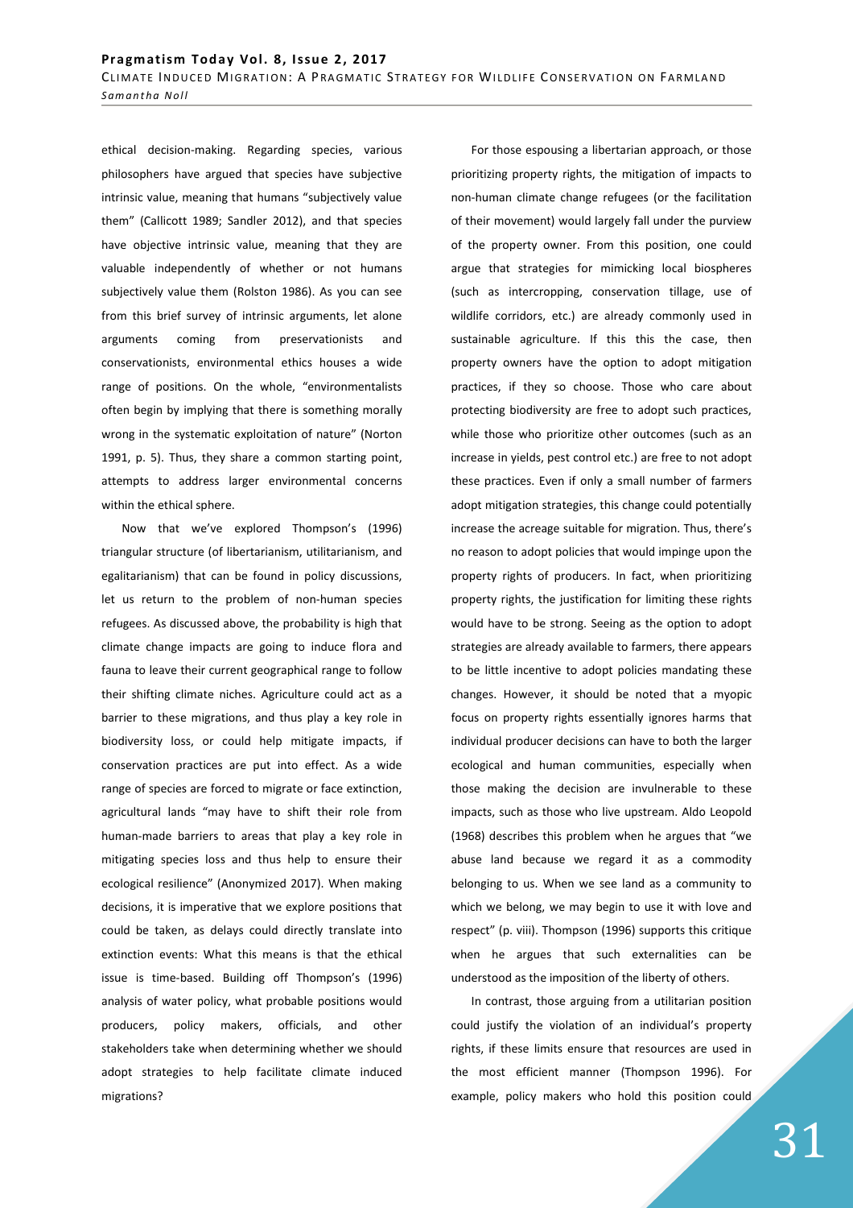ethical decision-making. Regarding species, various philosophers have argued that species have subjective intrinsic value, meaning that humans "subjectively value them" (Callicott 1989; Sandler 2012), and that species have objective intrinsic value, meaning that they are valuable independently of whether or not humans subjectively value them (Rolston 1986). As you can see from this brief survey of intrinsic arguments, let alone arguments coming from preservationists and conservationists, environmental ethics houses a wide range of positions. On the whole, "environmentalists often begin by implying that there is something morally wrong in the systematic exploitation of nature" (Norton 1991, p. 5). Thus, they share a common starting point, attempts to address larger environmental concerns within the ethical sphere.

Now that we've explored Thompson's (1996) triangular structure (of libertarianism, utilitarianism, and egalitarianism) that can be found in policy discussions, let us return to the problem of non-human species refugees. As discussed above, the probability is high that climate change impacts are going to induce flora and fauna to leave their current geographical range to follow their shifting climate niches. Agriculture could act as a barrier to these migrations, and thus play a key role in biodiversity loss, or could help mitigate impacts, if conservation practices are put into effect. As a wide range of species are forced to migrate or face extinction, agricultural lands "may have to shift their role from human-made barriers to areas that play a key role in mitigating species loss and thus help to ensure their ecological resilience" (Anonymized 2017). When making decisions, it is imperative that we explore positions that could be taken, as delays could directly translate into extinction events: What this means is that the ethical issue is time-based. Building off Thompson's (1996) analysis of water policy, what probable positions would producers, policy makers, officials, and other stakeholders take when determining whether we should adopt strategies to help facilitate climate induced migrations?

For those espousing a libertarian approach, or those prioritizing property rights, the mitigation of impacts to non-human climate change refugees (or the facilitation of their movement) would largely fall under the purview of the property owner. From this position, one could argue that strategies for mimicking local biospheres (such as intercropping, conservation tillage, use of wildlife corridors, etc.) are already commonly used in sustainable agriculture. If this this the case, then property owners have the option to adopt mitigation practices, if they so choose. Those who care about protecting biodiversity are free to adopt such practices, while those who prioritize other outcomes (such as an increase in yields, pest control etc.) are free to not adopt these practices. Even if only a small number of farmers adopt mitigation strategies, this change could potentially increase the acreage suitable for migration. Thus, there's no reason to adopt policies that would impinge upon the property rights of producers. In fact, when prioritizing property rights, the justification for limiting these rights would have to be strong. Seeing as the option to adopt strategies are already available to farmers, there appears to be little incentive to adopt policies mandating these changes. However, it should be noted that a myopic focus on property rights essentially ignores harms that individual producer decisions can have to both the larger ecological and human communities, especially when those making the decision are invulnerable to these impacts, such as those who live upstream. Aldo Leopold (1968) describes this problem when he argues that "we abuse land because we regard it as a commodity belonging to us. When we see land as a community to which we belong, we may begin to use it with love and respect" (p. viii). Thompson (1996) supports this critique when he argues that such externalities can be understood as the imposition of the liberty of others.

In contrast, those arguing from a utilitarian position could justify the violation of an individual's property rights, if these limits ensure that resources are used in the most efficient manner (Thompson 1996). For example, policy makers who hold this position could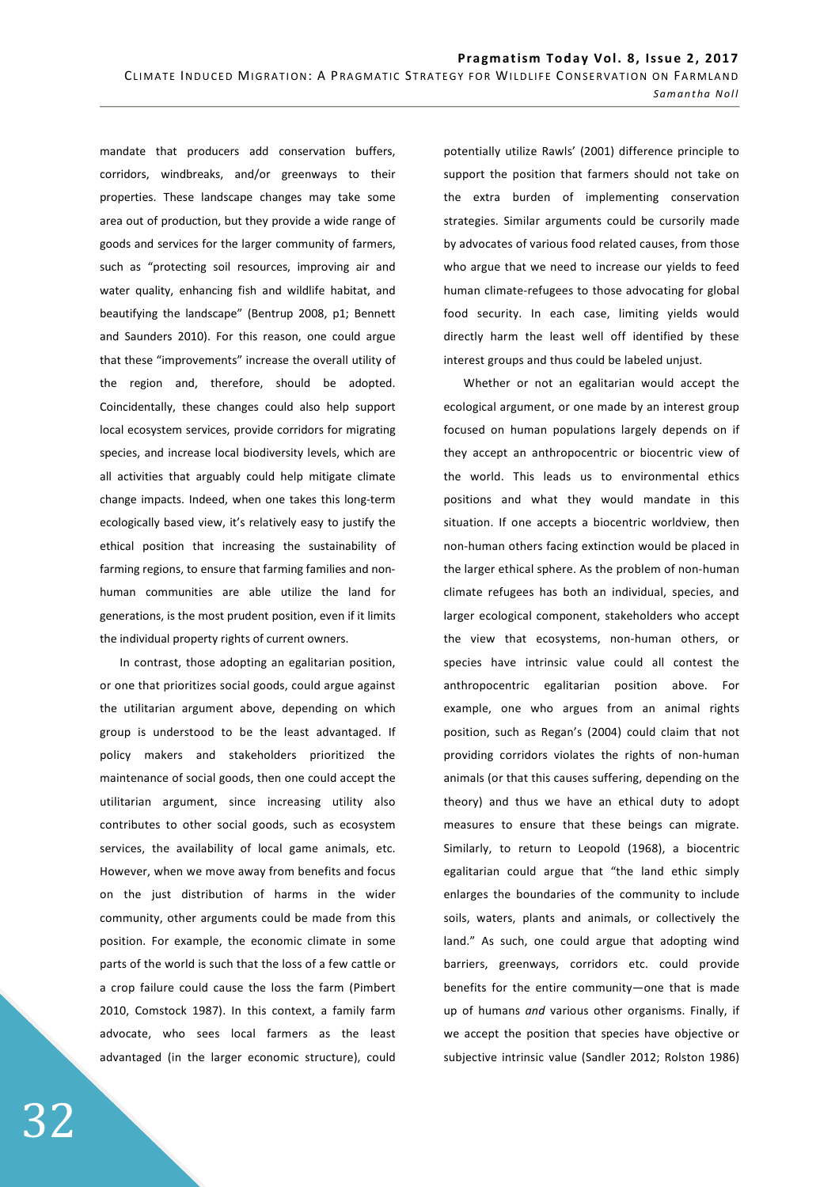mandate that producers add conservation buffers, corridors, windbreaks, and/or greenways to their properties. These landscape changes may take some area out of production, but they provide a wide range of goods and services for the larger community of farmers, such as "protecting soil resources, improving air and water quality, enhancing fish and wildlife habitat, and beautifying the landscape" (Bentrup 2008, p1; Bennett and Saunders 2010). For this reason, one could argue that these "improvements" increase the overall utility of the region and, therefore, should be adopted. Coincidentally, these changes could also help support local ecosystem services, provide corridors for migrating species, and increase local biodiversity levels, which are all activities that arguably could help mitigate climate change impacts. Indeed, when one takes this long-term ecologically based view, it's relatively easy to justify the ethical position that increasing the sustainability of farming regions, to ensure that farming families and non-human communities are able utilize the land for generations, is the most prudent position, even if it limits the individual property rights of current owners.

In contrast, those adopting an egalitarian position, or one that prioritizes social goods, could argue against the utilitarian argument above, depending on which group is understood to be the least advantaged. If policy makers and stakeholders prioritized the maintenance of social goods, then one could accept the utilitarian argument, since increasing utility also contributes to other social goods, such as ecosystem services, the availability of local game animals, etc. However, when we move away from benefits and focus on the just distribution of harms in the wider community, other arguments could be made from this position. For example, the economic climate in some parts of the world is such that the loss of a few cattle or a crop failure could cause the loss the farm (Pimbert 2010, Comstock 1987). In this context, a family farm advocate, who sees local farmers as the least advantaged (in the larger economic structure), could potentially utilize Rawls' (2001) difference principle to support the position that farmers should not take on the extra burden of implementing conservation strategies. Similar arguments could be cursorily made by advocates of various food related causes, from those who argue that we need to increase our yields to feed human climate-refugees to those advocating for global food security. In each case, limiting yields would directly harm the least well off identified by these interest groups and thus could be labeled unjust.

Whether or not an egalitarian would accept the ecological argument, or one made by an interest group focused on human populations largely depends on if they accept an anthropocentric or biocentric view of the world. This leads us to environmental ethics positions and what they would mandate in this situation. If one accepts a biocentric worldview, then non-human others facing extinction would be placed in the larger ethical sphere. As the problem of non-human climate refugees has both an individual, species, and larger ecological component, stakeholders who accept the view that ecosystems, non-human others, or species have intrinsic value could all contest the anthropocentric egalitarian position above. For example, one who argues from an animal rights position, such as Regan's (2004) could claim that not providing corridors violates the rights of non-human animals (or that this causes suffering, depending on the theory) and thus we have an ethical duty to adopt measures to ensure that these beings can migrate. Similarly, to return to Leopold (1968), a biocentric egalitarian could argue that "the land ethic simply enlarges the boundaries of the community to include soils, waters, plants and animals, or collectively the land." As such, one could argue that adopting wind barriers, greenways, corridors etc. could provide benefits for the entire community—one that is made up of humans *and* various other organisms. Finally, if we accept the position that species have objective or subjective intrinsic value (Sandler 2012; Rolston 1986)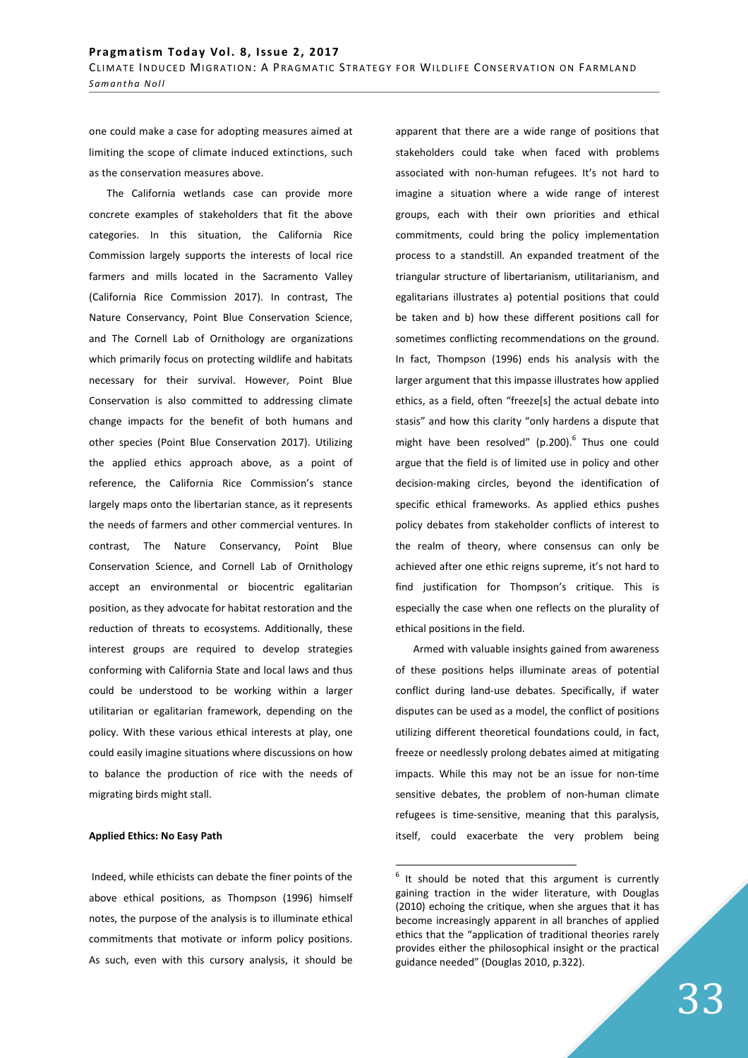one could make a case for adopting measures aimed at limiting the scope of climate induced extinctions, such as the conservation measures above.

The California wetlands case can provide more concrete examples of stakeholders that fit the above categories. In this situation, the California Rice Commission largely supports the interests of local rice farmers and mills located in the Sacramento Valley (California Rice Commission 2017). In contrast, The Nature Conservancy, Point Blue Conservation Science, and The Cornell Lab of Ornithology are organizations which primarily focus on protecting wildlife and habitats necessary for their survival. However, Point Blue Conservation is also committed to addressing climate change impacts for the benefit of both humans and other species (Point Blue Conservation 2017). Utilizing the applied ethics approach above, as a point of reference, the California Rice Commission's stance largely maps onto the libertarian stance, as it represents the needs of farmers and other commercial ventures. In contrast, The Nature Conservancy, Point Blue Conservation Science, and Cornell Lab of Ornithology accept an environmental or biocentric egalitarian position, as they advocate for habitat restoration and the reduction of threats to ecosystems. Additionally, these interest groups are required to develop strategies conforming with California State and local laws and thus could be understood to be working within a larger utilitarian or egalitarian framework, depending on the policy. With these various ethical interests at play, one could easily imagine situations where discussions on how to balance the production of rice with the needs of migrating birds might stall.

**Applied Ethics: No Easy Path**

Indeed, while ethicists can debate the finer points of the above ethical positions, as Thompson (1996) himself notes, the purpose of the analysis is to illuminate ethical commitments that motivate or inform policy positions. As such, even with this cursory analysis, it should be apparent that there are a wide range of positions that stakeholders could take when faced with problems associated with non-human refugees. It's not hard to imagine a situation where a wide range of interest groups, each with their own priorities and ethical commitments, could bring the policy implementation process to a standstill. An expanded treatment of the triangular structure of libertarianism, utilitarianism, and egalitarians illustrates a) potential positions that could be taken and b) how these different positions call for sometimes conflicting recommendations on the ground. In fact, Thompson (1996) ends his analysis with the larger argument that this impasse illustrates how applied ethics, as a field, often "freeze[s] the actual debate into stasis" and how this clarity "only hardens a dispute that might have been resolved" (p.200).[6] Thus one could argue that the field is of limited use in policy and other decision-making circles, beyond the identification of specific ethical frameworks. As applied ethics pushes policy debates from stakeholder conflicts of interest to the realm of theory, where consensus can only be achieved after one ethic reigns supreme, it's not hard to find justification for Thompson's critique. This is especially the case when one reflects on the plurality of ethical positions in the field.

Armed with valuable insights gained from awareness of these positions helps illuminate areas of potential conflict during land-use debates. Specifically, if water disputes can be used as a model, the conflict of positions utilizing different theoretical foundations could, in fact, freeze or needlessly prolong debates aimed at mitigating impacts. While this may not be an issue for non-time sensitive debates, the problem of non-human climate refugees is time-sensitive, meaning that this paralysis, itself, could exacerbate the very problem being

[6] It should be noted that this argument is currently gaining traction in the wider literature, with Douglas (2010) echoing the critique, when she argues that it has become increasingly apparent in all branches of applied ethics that the "application of traditional theories rarely provides either the philosophical insight or the practical guidance needed" (Douglas 2010, p.322).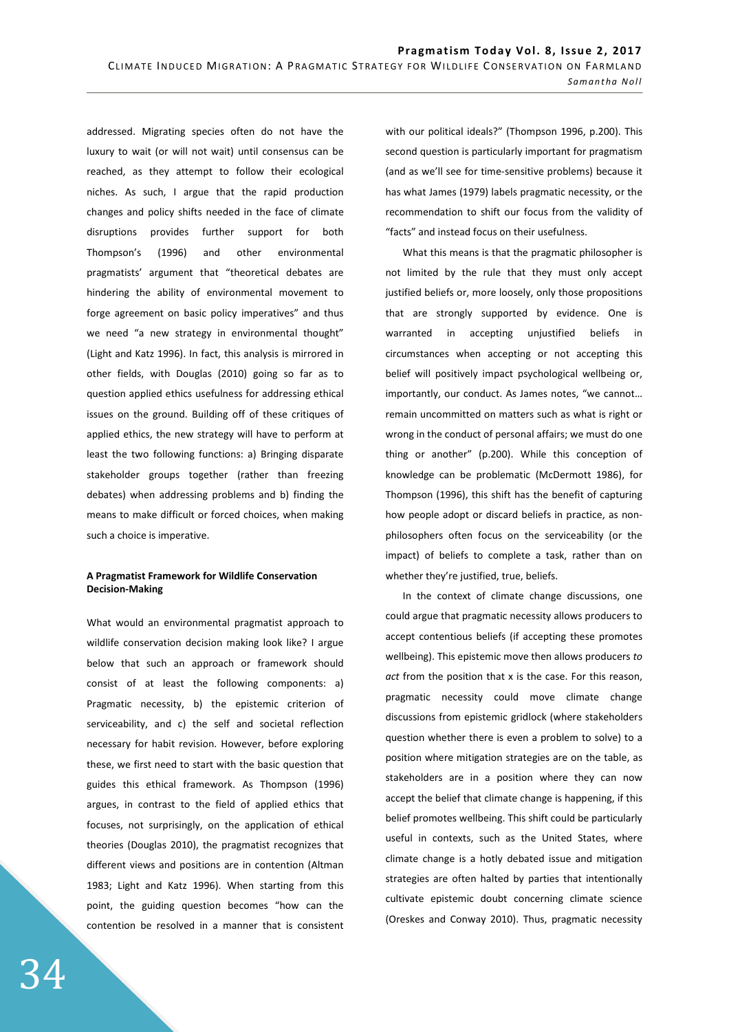addressed. Migrating species often do not have the luxury to wait (or will not wait) until consensus can be reached, as they attempt to follow their ecological niches. As such, I argue that the rapid production changes and policy shifts needed in the face of climate disruptions provides further support for both Thompson's (1996) and other environmental pragmatists' argument that "theoretical debates are hindering the ability of environmental movement to forge agreement on basic policy imperatives" and thus we need "a new strategy in environmental thought" (Light and Katz 1996). In fact, this analysis is mirrored in other fields, with Douglas (2010) going so far as to question applied ethics usefulness for addressing ethical issues on the ground. Building off of these critiques of applied ethics, the new strategy will have to perform at least the two following functions: a) Bringing disparate stakeholder groups together (rather than freezing debates) when addressing problems and b) finding the means to make difficult or forced choices, when making such a choice is imperative.

**A Pragmatist Framework for Wildlife Conservation Decision-Making**

What would an environmental pragmatist approach to wildlife conservation decision making look like? I argue below that such an approach or framework should consist of at least the following components: a) Pragmatic necessity, b) the epistemic criterion of serviceability, and c) the self and societal reflection necessary for habit revision. However, before exploring these, we first need to start with the basic question that guides this ethical framework. As Thompson (1996) argues, in contrast to the field of applied ethics that focuses, not surprisingly, on the application of ethical theories (Douglas 2010), the pragmatist recognizes that different views and positions are in contention (Altman 1983; Light and Katz 1996). When starting from this point, the guiding question becomes "how can the contention be resolved in a manner that is consistent with our political ideals?" (Thompson 1996, p.200). This second question is particularly important for pragmatism (and as we'll see for time-sensitive problems) because it has what James (1979) labels pragmatic necessity, or the recommendation to shift our focus from the validity of "facts" and instead focus on their usefulness.

What this means is that the pragmatic philosopher is not limited by the rule that they must only accept justified beliefs or, more loosely, only those propositions that are strongly supported by evidence. One is warranted in accepting unjustified beliefs in circumstances when accepting or not accepting this belief will positively impact psychological wellbeing or, importantly, our conduct. As James notes, "we cannot… remain uncommitted on matters such as what is right or wrong in the conduct of personal affairs; we must do one thing or another" (p.200). While this conception of knowledge can be problematic (McDermott 1986), for Thompson (1996), this shift has the benefit of capturing how people adopt or discard beliefs in practice, as non-philosophers often focus on the serviceability (or the impact) of beliefs to complete a task, rather than on whether they're justified, true, beliefs.

In the context of climate change discussions, one could argue that pragmatic necessity allows producers to accept contentious beliefs (if accepting these promotes wellbeing). This epistemic move then allows producers *to act* from the position that x is the case. For this reason, pragmatic necessity could move climate change discussions from epistemic gridlock (where stakeholders question whether there is even a problem to solve) to a position where mitigation strategies are on the table, as stakeholders are in a position where they can now accept the belief that climate change is happening, if this belief promotes wellbeing. This shift could be particularly useful in contexts, such as the United States, where climate change is a hotly debated issue and mitigation strategies are often halted by parties that intentionally cultivate epistemic doubt concerning climate science (Oreskes and Conway 2010). Thus, pragmatic necessity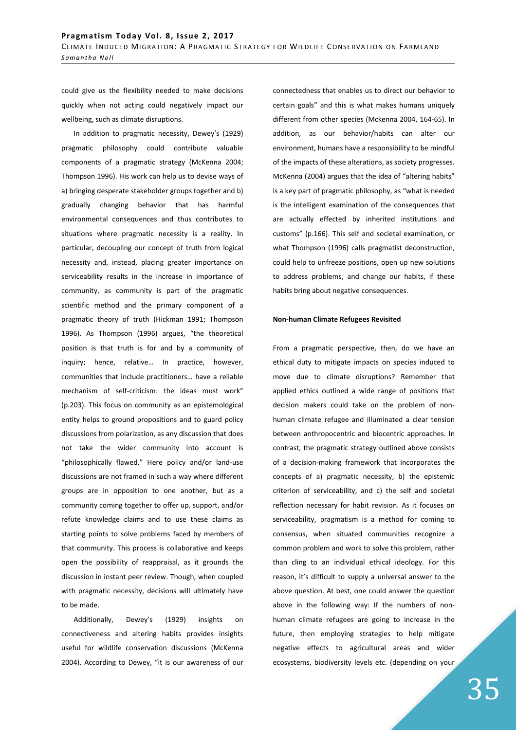could give us the flexibility needed to make decisions quickly when not acting could negatively impact our wellbeing, such as climate disruptions.

In addition to pragmatic necessity, Dewey's (1929) pragmatic philosophy could contribute valuable components of a pragmatic strategy (McKenna 2004; Thompson 1996). His work can help us to devise ways of a) bringing desperate stakeholder groups together and b) gradually changing behavior that has harmful environmental consequences and thus contributes to situations where pragmatic necessity is a reality. In particular, decoupling our concept of truth from logical necessity and, instead, placing greater importance on serviceability results in the increase in importance of community, as community is part of the pragmatic scientific method and the primary component of a pragmatic theory of truth (Hickman 1991; Thompson 1996). As Thompson (1996) argues, "the theoretical position is that truth is for and by a community of inquiry; hence, relative… In practice, however, communities that include practitioners… have a reliable mechanism of self-criticism: the ideas must work" (p.203). This focus on community as an epistemological entity helps to ground propositions and to guard policy discussions from polarization, as any discussion that does not take the wider community into account is "philosophically flawed." Here policy and/or land-use discussions are not framed in such a way where different groups are in opposition to one another, but as a community coming together to offer up, support, and/or refute knowledge claims and to use these claims as starting points to solve problems faced by members of that community. This process is collaborative and keeps open the possibility of reappraisal, as it grounds the discussion in instant peer review. Though, when coupled with pragmatic necessity, decisions will ultimately have to be made.

Additionally, Dewey's (1929) insights on connectiveness and altering habits provides insights useful for wildlife conservation discussions (McKenna 2004). According to Dewey, "it is our awareness of our connectedness that enables us to direct our behavior to certain goals" and this is what makes humans uniquely different from other species (Mckenna 2004, 164-65). In addition, as our behavior/habits can alter our environment, humans have a responsibility to be mindful of the impacts of these alterations, as society progresses. McKenna (2004) argues that the idea of "altering habits" is a key part of pragmatic philosophy, as "what is needed is the intelligent examination of the consequences that are actually effected by inherited institutions and customs" (p.166). This self and societal examination, or what Thompson (1996) calls pragmatist deconstruction, could help to unfreeze positions, open up new solutions to address problems, and change our habits, if these habits bring about negative consequences.

**Non-human Climate Refugees Revisited**

From a pragmatic perspective, then, do we have an ethical duty to mitigate impacts on species induced to move due to climate disruptions? Remember that applied ethics outlined a wide range of positions that decision makers could take on the problem of non-human climate refugee and illuminated a clear tension between anthropocentric and biocentric approaches. In contrast, the pragmatic strategy outlined above consists of a decision-making framework that incorporates the concepts of a) pragmatic necessity, b) the epistemic criterion of serviceability, and c) the self and societal reflection necessary for habit revision. As it focuses on serviceability, pragmatism is a method for coming to consensus, when situated communities recognize a common problem and work to solve this problem, rather than cling to an individual ethical ideology. For this reason, it's difficult to supply a universal answer to the above question. At best, one could answer the question above in the following way: If the numbers of non-human climate refugees are going to increase in the future, then employing strategies to help mitigate negative effects to agricultural areas and wider ecosystems, biodiversity levels etc. (depending on your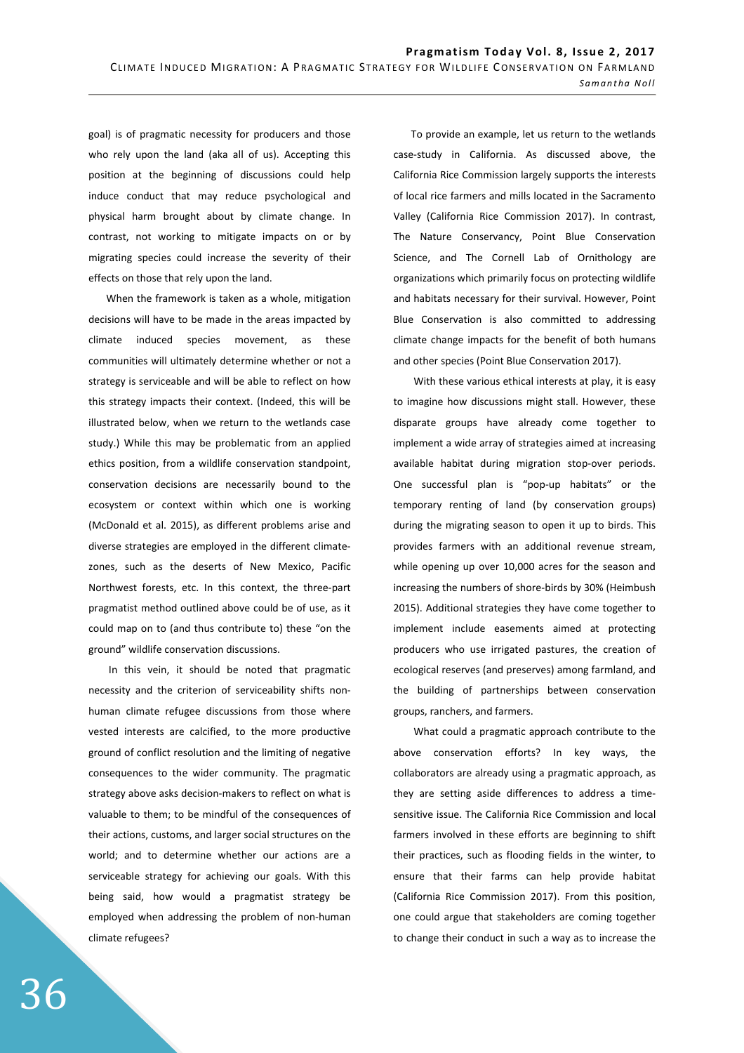goal) is of pragmatic necessity for producers and those who rely upon the land (aka all of us). Accepting this position at the beginning of discussions could help induce conduct that may reduce psychological and physical harm brought about by climate change. In contrast, not working to mitigate impacts on or by migrating species could increase the severity of their effects on those that rely upon the land.

When the framework is taken as a whole, mitigation decisions will have to be made in the areas impacted by climate induced species movement, as these communities will ultimately determine whether or not a strategy is serviceable and will be able to reflect on how this strategy impacts their context. (Indeed, this will be illustrated below, when we return to the wetlands case study.) While this may be problematic from an applied ethics position, from a wildlife conservation standpoint, conservation decisions are necessarily bound to the ecosystem or context within which one is working (McDonald et al. 2015), as different problems arise and diverse strategies are employed in the different climate-zones, such as the deserts of New Mexico, Pacific Northwest forests, etc. In this context, the three-part pragmatist method outlined above could be of use, as it could map on to (and thus contribute to) these "on the ground" wildlife conservation discussions.

In this vein, it should be noted that pragmatic necessity and the criterion of serviceability shifts non-human climate refugee discussions from those where vested interests are calcified, to the more productive ground of conflict resolution and the limiting of negative consequences to the wider community. The pragmatic strategy above asks decision-makers to reflect on what is valuable to them; to be mindful of the consequences of their actions, customs, and larger social structures on the world; and to determine whether our actions are a serviceable strategy for achieving our goals. With this being said, how would a pragmatist strategy be employed when addressing the problem of non-human climate refugees?

To provide an example, let us return to the wetlands case-study in California. As discussed above, the California Rice Commission largely supports the interests of local rice farmers and mills located in the Sacramento Valley (California Rice Commission 2017). In contrast, The Nature Conservancy, Point Blue Conservation Science, and The Cornell Lab of Ornithology are organizations which primarily focus on protecting wildlife and habitats necessary for their survival. However, Point Blue Conservation is also committed to addressing climate change impacts for the benefit of both humans and other species (Point Blue Conservation 2017).

With these various ethical interests at play, it is easy to imagine how discussions might stall. However, these disparate groups have already come together to implement a wide array of strategies aimed at increasing available habitat during migration stop-over periods. One successful plan is "pop-up habitats" or the temporary renting of land (by conservation groups) during the migrating season to open it up to birds. This provides farmers with an additional revenue stream, while opening up over 10,000 acres for the season and increasing the numbers of shore-birds by 30% (Heimbush 2015). Additional strategies they have come together to implement include easements aimed at protecting producers who use irrigated pastures, the creation of ecological reserves (and preserves) among farmland, and the building of partnerships between conservation groups, ranchers, and farmers.

What could a pragmatic approach contribute to the above conservation efforts? In key ways, the collaborators are already using a pragmatic approach, as they are setting aside differences to address a time-sensitive issue. The California Rice Commission and local farmers involved in these efforts are beginning to shift their practices, such as flooding fields in the winter, to ensure that their farms can help provide habitat (California Rice Commission 2017). From this position, one could argue that stakeholders are coming together to change their conduct in such a way as to increase the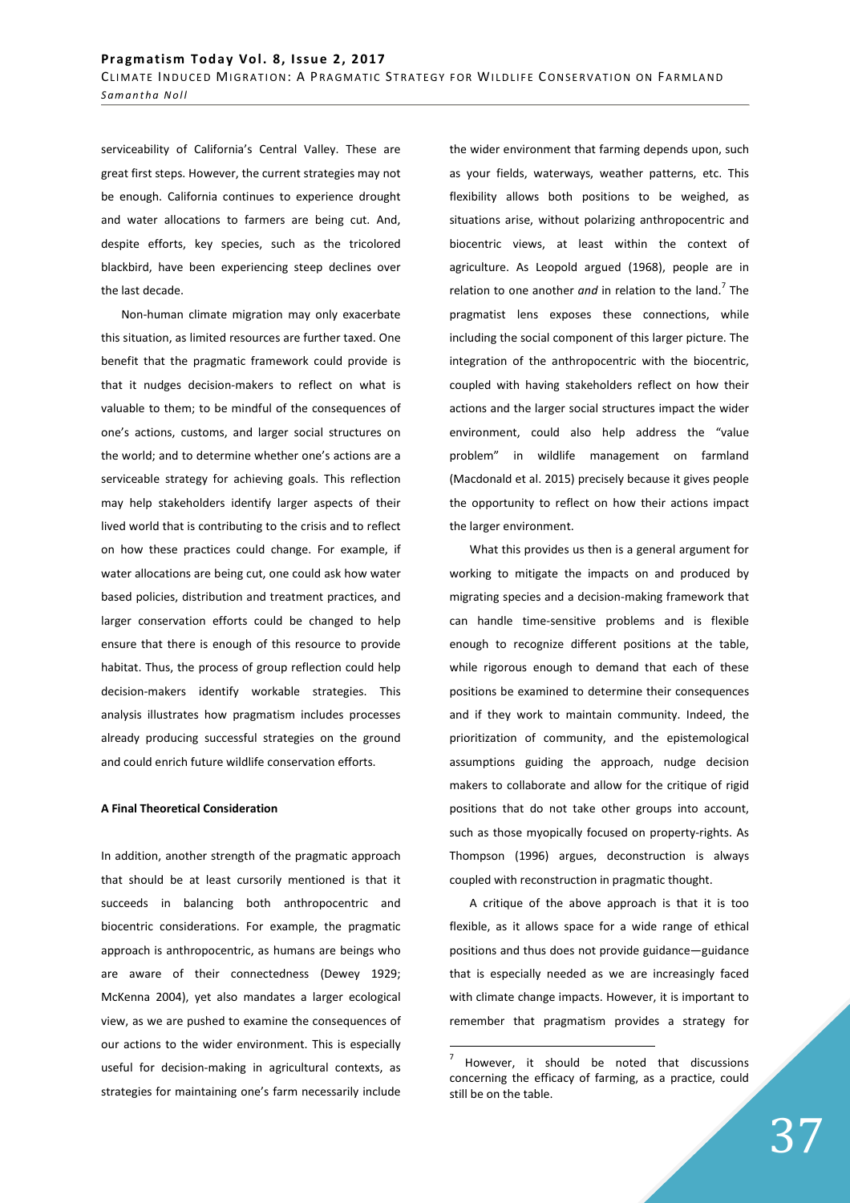serviceability of California's Central Valley. These are great first steps. However, the current strategies may not be enough. California continues to experience drought and water allocations to farmers are being cut. And, despite efforts, key species, such as the tricolored blackbird, have been experiencing steep declines over the last decade.

Non-human climate migration may only exacerbate this situation, as limited resources are further taxed. One benefit that the pragmatic framework could provide is that it nudges decision-makers to reflect on what is valuable to them; to be mindful of the consequences of one's actions, customs, and larger social structures on the world; and to determine whether one's actions are a serviceable strategy for achieving goals. This reflection may help stakeholders identify larger aspects of their lived world that is contributing to the crisis and to reflect on how these practices could change. For example, if water allocations are being cut, one could ask how water based policies, distribution and treatment practices, and larger conservation efforts could be changed to help ensure that there is enough of this resource to provide habitat. Thus, the process of group reflection could help decision-makers identify workable strategies. This analysis illustrates how pragmatism includes processes already producing successful strategies on the ground and could enrich future wildlife conservation efforts.

**A Final Theoretical Consideration**

In addition, another strength of the pragmatic approach that should be at least cursorily mentioned is that it succeeds in balancing both anthropocentric and biocentric considerations. For example, the pragmatic approach is anthropocentric, as humans are beings who are aware of their connectedness (Dewey 1929; McKenna 2004), yet also mandates a larger ecological view, as we are pushed to examine the consequences of our actions to the wider environment. This is especially useful for decision-making in agricultural contexts, as strategies for maintaining one's farm necessarily include the wider environment that farming depends upon, such as your fields, waterways, weather patterns, etc. This flexibility allows both positions to be weighed, as situations arise, without polarizing anthropocentric and biocentric views, at least within the context of agriculture. As Leopold argued (1968), people are in relation to one another *and* in relation to the land.[7] The pragmatist lens exposes these connections, while including the social component of this larger picture. The integration of the anthropocentric with the biocentric, coupled with having stakeholders reflect on how their actions and the larger social structures impact the wider environment, could also help address the "value problem" in wildlife management on farmland (Macdonald et al. 2015) precisely because it gives people the opportunity to reflect on how their actions impact the larger environment.

What this provides us then is a general argument for working to mitigate the impacts on and produced by migrating species and a decision-making framework that can handle time-sensitive problems and is flexible enough to recognize different positions at the table, while rigorous enough to demand that each of these positions be examined to determine their consequences and if they work to maintain community. Indeed, the prioritization of community, and the epistemological assumptions guiding the approach, nudge decision makers to collaborate and allow for the critique of rigid positions that do not take other groups into account, such as those myopically focused on property-rights. As Thompson (1996) argues, deconstruction is always coupled with reconstruction in pragmatic thought.

A critique of the above approach is that it is too flexible, as it allows space for a wide range of ethical positions and thus does not provide guidance—guidance that is especially needed as we are increasingly faced with climate change impacts. However, it is important to remember that pragmatism provides a strategy for

[7] However, it should be noted that discussions concerning the efficacy of farming, as a practice, could still be on the table.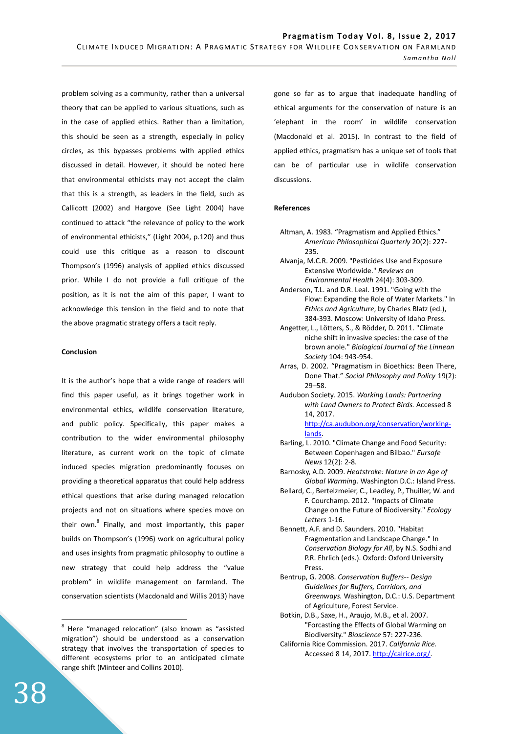problem solving as a community, rather than a universal theory that can be applied to various situations, such as in the case of applied ethics. Rather than a limitation, this should be seen as a strength, especially in policy circles, as this bypasses problems with applied ethics discussed in detail. However, it should be noted here that environmental ethicists may not accept the claim that this is a strength, as leaders in the field, such as Callicott (2002) and Hargove (See Light 2004) have continued to attack "the relevance of policy to the work of environmental ethicists," (Light 2004, p.120) and thus could use this critique as a reason to discount Thompson's (1996) analysis of applied ethics discussed prior. While I do not provide a full critique of the position, as it is not the aim of this paper, I want to acknowledge this tension in the field and to note that the above pragmatic strategy offers a tacit reply.

**Conclusion**

It is the author's hope that a wide range of readers will find this paper useful, as it brings together work in environmental ethics, wildlife conservation literature, and public policy. Specifically, this paper makes a contribution to the wider environmental philosophy literature, as current work on the topic of climate induced species migration predominantly focuses on providing a theoretical apparatus that could help address ethical questions that arise during managed relocation projects and not on situations where species move on their own.[8] Finally, and most importantly, this paper builds on Thompson's (1996) work on agricultural policy and uses insights from pragmatic philosophy to outline a new strategy that could help address the "value problem" in wildlife management on farmland. The conservation scientists (Macdonald and Willis 2013) have gone so far as to argue that inadequate handling of ethical arguments for the conservation of nature is an 'elephant in the room' in wildlife conservation (Macdonald et al. 2015). In contrast to the field of applied ethics, pragmatism has a unique set of tools that can be of particular use in wildlife conservation discussions.

[8] Here "managed relocation" (also known as "assisted migration") should be understood as a conservation strategy that involves the transportation of species to different ecosystems prior to an anticipated climate range shift (Minteer and Collins 2010).

**References**

Altman, A. 1983. "Pragmatism and Applied Ethics." *American Philosophical Quarterly* 20(2): 227-235.

Alvanja, M.C.R. 2009. "Pesticides Use and Exposure Extensive Worldwide." *Reviews on Environmental Health* 24(4): 303-309.

Anderson, T.L. and D.R. Leal. 1991. "Going with the Flow: Expanding the Role of Water Markets." In *Ethics and Agriculture*, by Charles Blatz (ed.), 384-393. Moscow: University of Idaho Press.

Angetter, L., Lötters, S., & Rödder, D. 2011. "Climate niche shift in invasive species: the case of the brown anole." *Biological Journal of the Linnean Society* 104: 943-954.

Arras, D. 2002. "Pragmatism in Bioethics: Been There, Done That." *Social Philosophy and Policy* 19(2): 29–58.

Audubon Society. 2015. *Working Lands: Partnering with Land Owners to Protect Birds.* Accessed 8 14, 2017. http://ca.audubon.org/conservation/working-lands.

Barling, L. 2010. "Climate Change and Food Security: Between Copenhagen and Bilbao." *Eursafe News* 12(2): 2-8.

Barnosky, A.D. 2009. *Heatstroke: Nature in an Age of Global Warming.* Washington D.C.: Island Press.

Bellard, C., Bertelzmeier, C., Leadley, P., Thuiller, W. and F. Courchamp. 2012. "Impacts of Climate Change on the Future of Biodiversity." *Ecology Letters* 1-16.

Bennett, A.F. and D. Saunders. 2010. "Habitat Fragmentation and Landscape Change." In *Conservation Biology for All*, by N.S. Sodhi and P.R. Ehrlich (eds.). Oxford: Oxford University Press.

Bentrup, G. 2008. *Conservation Buffers-- Design Guidelines for Buffers, Corridors, and Greenways.* Washington, D.C.: U.S. Department of Agriculture, Forest Service.

Botkin, D.B., Saxe, H., Araujo, M.B., et al. 2007. "Forcasting the Effects of Global Warming on Biodiversity." *Bioscience* 57: 227-236.

California Rice Commission. 2017. *California Rice.* Accessed 8 14, 2017. http://calrice.org/.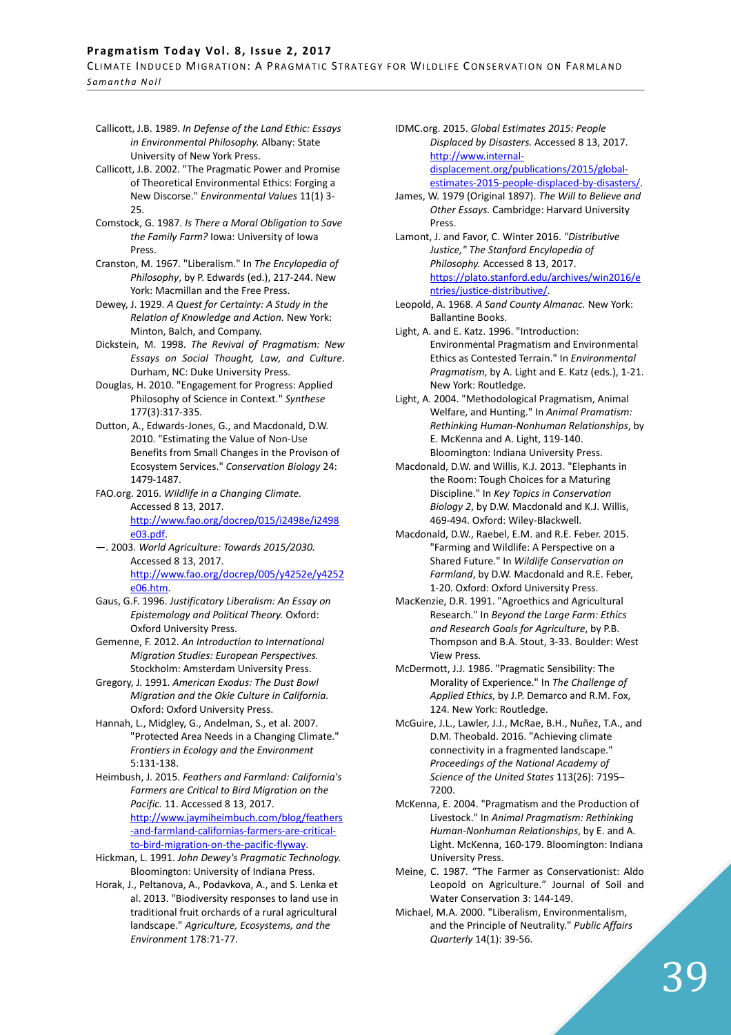Callicott, J.B. 1989. *In Defense of the Land Ethic: Essays in Environmental Philosophy.* Albany: State University of New York Press.

Callicott, J.B. 2002. "The Pragmatic Power and Promise of Theoretical Environmental Ethics: Forging a New Discorse." *Environmental Values* 11(1) 3-25.

Comstock, G. 1987. *Is There a Moral Obligation to Save the Family Farm?* Iowa: University of Iowa Press.

Cranston, M. 1967. "Liberalism." In *The Encylopedia of Philosophy*, by P. Edwards (ed.), 217-244. New York: Macmillan and the Free Press.

Dewey, J. 1929. *A Quest for Certainty: A Study in the Relation of Knowledge and Action.* New York: Minton, Balch, and Company.

Dickstein, M. 1998. *The Revival of Pragmatism: New Essays on Social Thought, Law, and Culture.* Durham, NC: Duke University Press.

Douglas, H. 2010. "Engagement for Progress: Applied Philosophy of Science in Context." *Synthese* 177(3):317-335.

Dutton, A., Edwards-Jones, G., and Macdonald, D.W. 2010. "Estimating the Value of Non-Use Benefits from Small Changes in the Provison of Ecosystem Services." *Conservation Biology* 24: 1479-1487.

FAO.org. 2016. *Wildlife in a Changing Climate.* Accessed 8 13, 2017. http://www.fao.org/docrep/015/i2498e/i2498e03.pdf.

—. 2003. *World Agriculture: Towards 2015/2030.* Accessed 8 13, 2017. http://www.fao.org/docrep/005/y4252e/y4252e06.htm.

Gaus, G.F. 1996. *Justificatory Liberalism: An Essay on Epistemology and Political Theory.* Oxford: Oxford University Press.

Gemenne, F. 2012. *An Introduction to International Migration Studies: European Perspectives.* Stockholm: Amsterdam University Press.

Gregory, J. 1991. *American Exodus: The Dust Bowl Migration and the Okie Culture in California.* Oxford: Oxford University Press.

Hannah, L., Midgley, G., Andelman, S., et al. 2007. "Protected Area Needs in a Changing Climate." *Frontiers in Ecology and the Environment* 5:131-138.

Heimbush, J. 2015. *Feathers and Farmland: California's Farmers are Critical to Bird Migration on the Pacific.* 11. Accessed 8 13, 2017. http://www.jaymiheimbuch.com/blog/feathers-and-farmland-californias-farmers-are-critical-to-bird-migration-on-the-pacific-flyway.

Hickman, L. 1991. *John Dewey's Pragmatic Technology.* Bloomington: University of Indiana Press.

Horak, J., Peltanova, A., Podavkova, A., and S. Lenka et al. 2013. "Biodiversity responses to land use in traditional fruit orchards of a rural agricultural landscape." *Agriculture, Ecosystems, and the Environment* 178:71-77.

IDMC.org. 2015. *Global Estimates 2015: People Displaced by Disasters.* Accessed 8 13, 2017. http://www.internal-displacement.org/publications/2015/global-estimates-2015-people-displaced-by-disasters/.

James, W. 1979 (Original 1897). *The Will to Believe and Other Essays.* Cambridge: Harvard University Press.

Lamont, J. and Favor, C. Winter 2016. *"Distributive Justice," The Stanford Encyclopedia of Philosophy.* Accessed 8 13, 2017. https://plato.stanford.edu/archives/win2016/entries/justice-distributive/.

Leopold, A. 1968. *A Sand County Almanac.* New York: Ballantine Books.

Light, A. and E. Katz. 1996. "Introduction: Environmental Pragmatism and Environmental Ethics as Contested Terrain." In *Environmental Pragmatism*, by A. Light and E. Katz (eds.), 1-21. New York: Routledge.

Light, A. 2004. "Methodological Pragmatism, Animal Welfare, and Hunting." In *Animal Pramatism: Rethinking Human-Nonhuman Relationships*, by E. McKenna and A. Light, 119-140. Bloomington: Indiana University Press.

Macdonald, D.W. and Willis, K.J. 2013. "Elephants in the Room: Tough Choices for a Maturing Discipline." In *Key Topics in Conservation Biology 2*, by D.W. Macdonald and K.J. Willis, 469-494. Oxford: Wiley-Blackwell.

Macdonald, D.W., Raebel, E.M. and R.E. Feber. 2015. "Farming and Wildlife: A Perspective on a Shared Future." In *Wildlife Conservation on Farmland*, by D.W. Macdonald and R.E. Feber, 1-20. Oxford: Oxford University Press.

MacKenzie, D.R. 1991. "Agroethics and Agricultural Research." In *Beyond the Large Farm: Ethics and Research Goals for Agriculture*, by P.B. Thompson and B.A. Stout, 3-33. Boulder: West View Press.

McDermott, J.J. 1986. "Pragmatic Sensibility: The Morality of Experience." In *The Challenge of Applied Ethics*, by J.P. Demarco and R.M. Fox, 124. New York: Routledge.

McGuire, J.L., Lawler, J.J., McRae, B.H., Nuñez, T.A., and D.M. Theobald. 2016. "Achieving climate connectivity in a fragmented landscape." *Proceedings of the National Academy of Science of the United States* 113(26): 7195–7200.

McKenna, E. 2004. "Pragmatism and the Production of Livestock." In *Animal Pragmatism: Rethinking Human-Nonhuman Relationships*, by E. and A. Light. McKenna, 160-179. Bloomington: Indiana University Press.

Meine, C. 1987. "The Farmer as Conservationist: Aldo Leopold on Agriculture." Journal of Soil and Water Conservation 3: 144-149.

Michael, M.A. 2000. "Liberalism, Environmentalism, and the Principle of Neutrality." *Public Affairs Quarterly* 14(1): 39-56.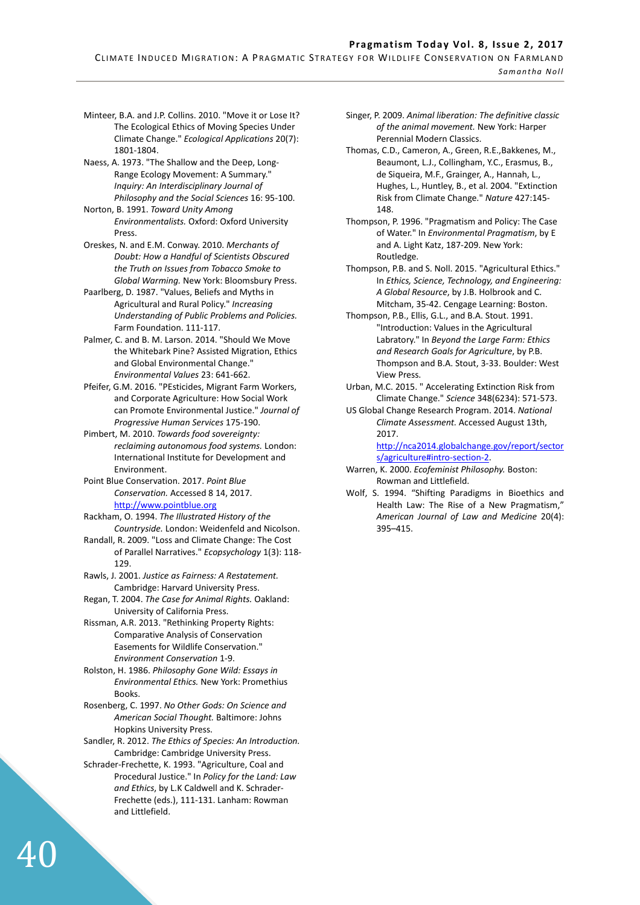Minteer, B.A. and J.P. Collins. 2010. "Move it or Lose It? The Ecological Ethics of Moving Species Under Climate Change." *Ecological Applications* 20(7): 1801-1804.

Naess, A. 1973. "The Shallow and the Deep, Long-Range Ecology Movement: A Summary." *Inquiry: An Interdisciplinary Journal of Philosophy and the Social Sciences* 16: 95-100.

Norton, B. 1991. *Toward Unity Among Environmentalists.* Oxford: Oxford University Press.

Oreskes, N. and E.M. Conway. 2010. *Merchants of Doubt: How a Handful of Scientists Obscured the Truth on Issues from Tobacco Smoke to Global Warming.* New York: Bloomsbury Press.

Paarlberg, D. 1987. "Values, Beliefs and Myths in Agricultural and Rural Policy." *Increasing Understanding of Public Problems and Policies.* Farm Foundation. 111-117.

Palmer, C. and B. M. Larson. 2014. "Should We Move the Whitebark Pine? Assisted Migration, Ethics and Global Environmental Change." *Environmental Values* 23: 641-662.

Pfeifer, G.M. 2016. "PEsticides, Migrant Farm Workers, and Corporate Agriculture: How Social Work can Promote Environmental Justice." *Journal of Progressive Human Services* 175-190.

Pimbert, M. 2010. *Towards food sovereignty: reclaiming autonomous food systems.* London: International Institute for Development and Environment.

Point Blue Conservation. 2017. *Point Blue Conservation.* Accessed 8 14, 2017. http://www.pointblue.org

Rackham, O. 1994. *The Illustrated History of the Countryside.* London: Weidenfeld and Nicolson.

Randall, R. 2009. "Loss and Climate Change: The Cost of Parallel Narratives." *Ecopsychology* 1(3): 118-129.

Rawls, J. 2001. *Justice as Fairness: A Restatement.* Cambridge: Harvard University Press.

Regan, T. 2004. *The Case for Animal Rights.* Oakland: University of California Press.

Rissman, A.R. 2013. "Rethinking Property Rights: Comparative Analysis of Conservation Easements for Wildlife Conservation." *Environment Conservation* 1-9.

Rolston, H. 1986. *Philosophy Gone Wild: Essays in Environmental Ethics.* New York: Promethius Books.

Rosenberg, C. 1997. *No Other Gods: On Science and American Social Thought.* Baltimore: Johns Hopkins University Press.

Sandler, R. 2012. *The Ethics of Species: An Introduction.* Cambridge: Cambridge University Press.

Schrader-Frechette, K. 1993. "Agriculture, Coal and Procedural Justice." In *Policy for the Land: Law and Ethics*, by L.K Caldwell and K. Schrader-Frechette (eds.), 111-131. Lanham: Rowman and Littlefield.

Singer, P. 2009. *Animal liberation: The definitive classic of the animal movement.* New York: Harper Perennial Modern Classics.

Thomas, C.D., Cameron, A., Green, R.E.,Bakkenes, M., Beaumont, L.J., Collingham, Y.C., Erasmus, B., de Siqueira, M.F., Grainger, A., Hannah, L., Hughes, L., Huntley, B., et al. 2004. "Extinction Risk from Climate Change." *Nature* 427:145-148.

Thompson, P. 1996. "Pragmatism and Policy: The Case of Water." In *Environmental Pragmatism*, by E and A. Light Katz, 187-209. New York: Routledge.

Thompson, P.B. and S. Noll. 2015. "Agricultural Ethics." In *Ethics, Science, Technology, and Engineering: A Global Resource*, by J.B. Holbrook and C. Mitcham, 35-42. Cengage Learning: Boston.

Thompson, P.B., Ellis, G.L., and B.A. Stout. 1991. "Introduction: Values in the Agricultural Labratory." In *Beyond the Large Farm: Ethics and Research Goals for Agriculture*, by P.B. Thompson and B.A. Stout, 3-33. Boulder: West View Press.

Urban, M.C. 2015. " Accelerating Extinction Risk from Climate Change." *Science* 348(6234): 571-573.

US Global Change Research Program. 2014. *National Climate Assessment.* Accessed August 13th, 2017. http://nca2014.globalchange.gov/report/sectors/agriculture#intro-section-2.

Warren, K. 2000. *Ecofeminist Philosophy.* Boston: Rowman and Littlefield.

Wolf, S. 1994. "Shifting Paradigms in Bioethics and Health Law: The Rise of a New Pragmatism," *American Journal of Law and Medicine* 20(4): 395–415.